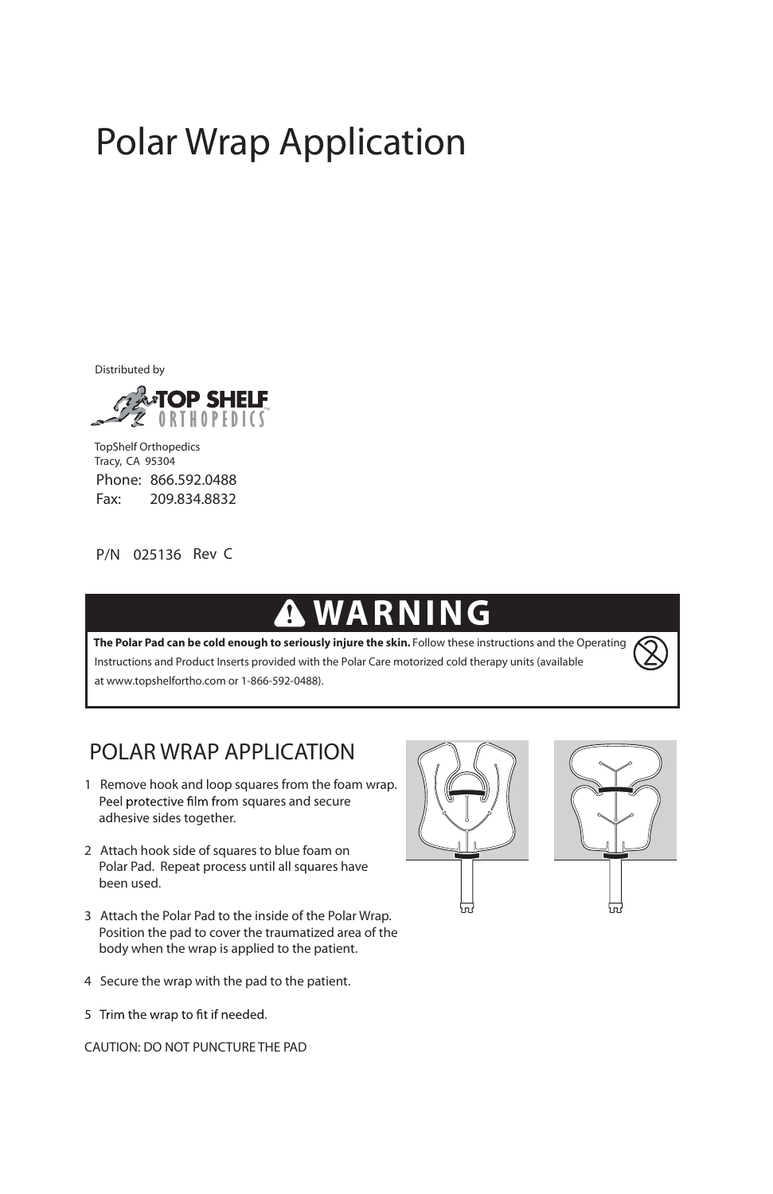# Polar Wrap Application

Distributed by

TOP SHELF ORTHOPEDICS

TopShelf Orthopedics
Tracy, CA 95304
Phone: 866.592.0488
Fax: 209.834.8832

P/N 025136 Rev C

## ⚠ WARNING

**The Polar Pad can be cold enough to seriously injure the skin.** Follow these instructions and the Operating Instructions and Product Inserts provided with the Polar Care motorized cold therapy units (available at www.topshelfortho.com or 1-866-592-0488).

## POLAR WRAP APPLICATION

1. Remove hook and loop squares from the foam wrap. Peel protective film from squares and secure adhesive sides together.
2. Attach hook side of squares to blue foam on Polar Pad. Repeat process until all squares have been used.
3. Attach the Polar Pad to the inside of the Polar Wrap. Position the pad to cover the traumatized area of the body when the wrap is applied to the patient.
4. Secure the wrap with the pad to the patient.
5. Trim the wrap to fit if needed.

CAUTION: DO NOT PUNCTURE THE PAD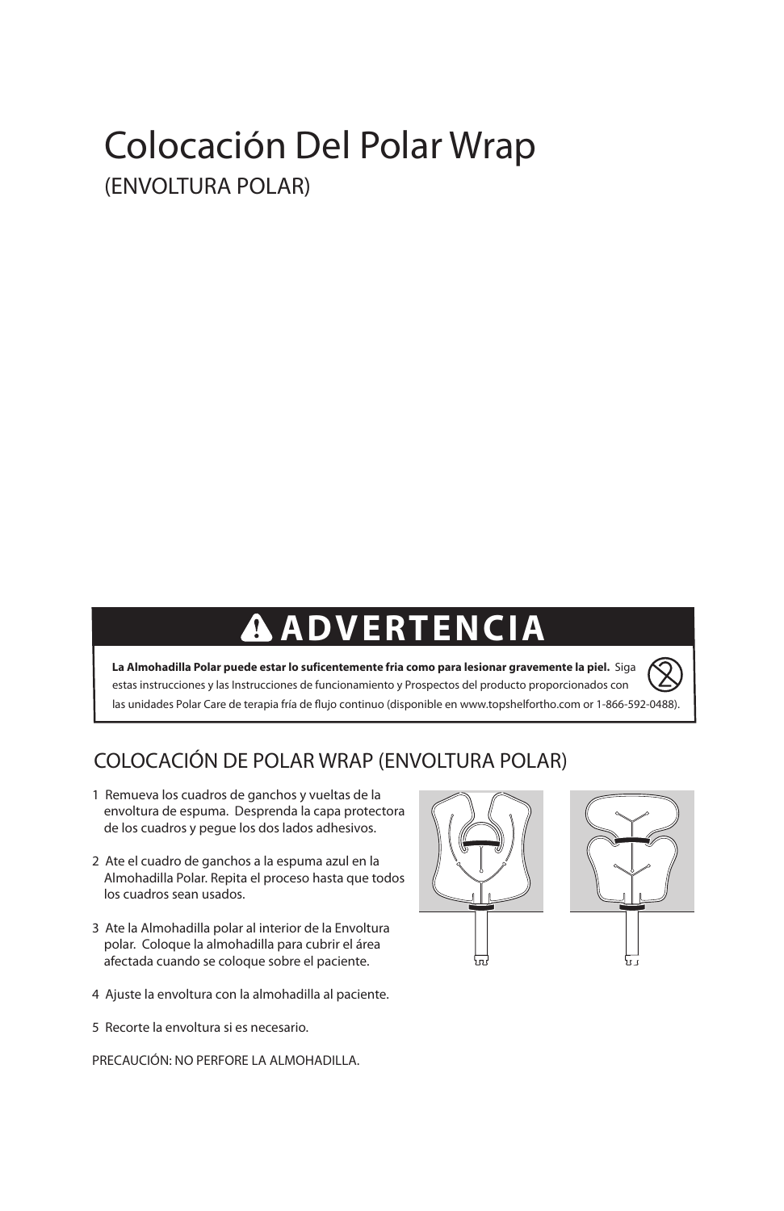# Colocación Del Polar Wrap

(ENVOLTURA POLAR)

## ⚠ ADVERTENCIA

**La Almohadilla Polar puede estar lo suficentemente fria como para lesionar gravemente la piel.** Siga estas instrucciones y las Instrucciones de funcionamiento y Prospectos del producto proporcionados con las unidades Polar Care de terapia fría de flujo continuo (disponible en www.topshelfortho.com or 1-866-592-0488).

## COLOCACIÓN DE POLAR WRAP (ENVOLTURA POLAR)

1. Remueva los cuadros de ganchos y vueltas de la envoltura de espuma. Desprenda la capa protectora de los cuadros y pegue los dos lados adhesivos.

2. Ate el cuadro de ganchos a la espuma azul en la Almohadilla Polar. Repita el proceso hasta que todos los cuadros sean usados.

3. Ate la Almohadilla polar al interior de la Envoltura polar. Coloque la almohadilla para cubrir el área afectada cuando se coloque sobre el paciente.

4. Ajuste la envoltura con la almohadilla al paciente.

5. Recorte la envoltura si es necesario.

PRECAUCIÓN: NO PERFORE LA ALMOHADILLA.